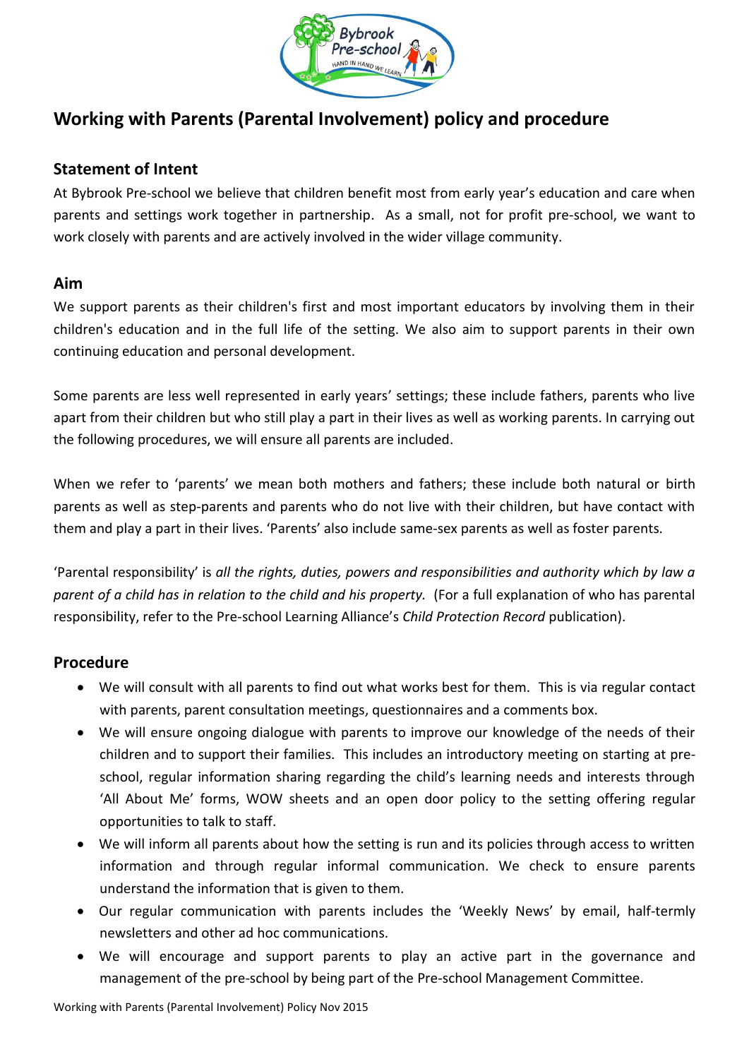# Working with Parents (Parental Involvement) policy and procedure

## Statement of Intent

At Bybrook Pre-school we believe that children benefit most from early year's education and care when parents and settings work together in partnership. As a small, not for profit pre-school, we want to work closely with parents and are actively involved in the wider village community.

## Aim

We support parents as their children's first and most important educators by involving them in their children's education and in the full life of the setting. We also aim to support parents in their own continuing education and personal development.

Some parents are less well represented in early years' settings; these include fathers, parents who live apart from their children but who still play a part in their lives as well as working parents. In carrying out the following procedures, we will ensure all parents are included.

When we refer to 'parents' we mean both mothers and fathers; these include both natural or birth parents as well as step-parents and parents who do not live with their children, but have contact with them and play a part in their lives. 'Parents' also include same-sex parents as well as foster parents.

'Parental responsibility' is *all the rights, duties, powers and responsibilities and authority which by law a parent of a child has in relation to the child and his property.* (For a full explanation of who has parental responsibility, refer to the Pre-school Learning Alliance's *Child Protection Record* publication).

## Procedure

- We will consult with all parents to find out what works best for them. This is via regular contact with parents, parent consultation meetings, questionnaires and a comments box.
- We will ensure ongoing dialogue with parents to improve our knowledge of the needs of their children and to support their families. This includes an introductory meeting on starting at pre-school, regular information sharing regarding the child's learning needs and interests through 'All About Me' forms, WOW sheets and an open door policy to the setting offering regular opportunities to talk to staff.
- We will inform all parents about how the setting is run and its policies through access to written information and through regular informal communication. We check to ensure parents understand the information that is given to them.
- Our regular communication with parents includes the 'Weekly News' by email, half-termly newsletters and other ad hoc communications.
- We will encourage and support parents to play an active part in the governance and management of the pre-school by being part of the Pre-school Management Committee.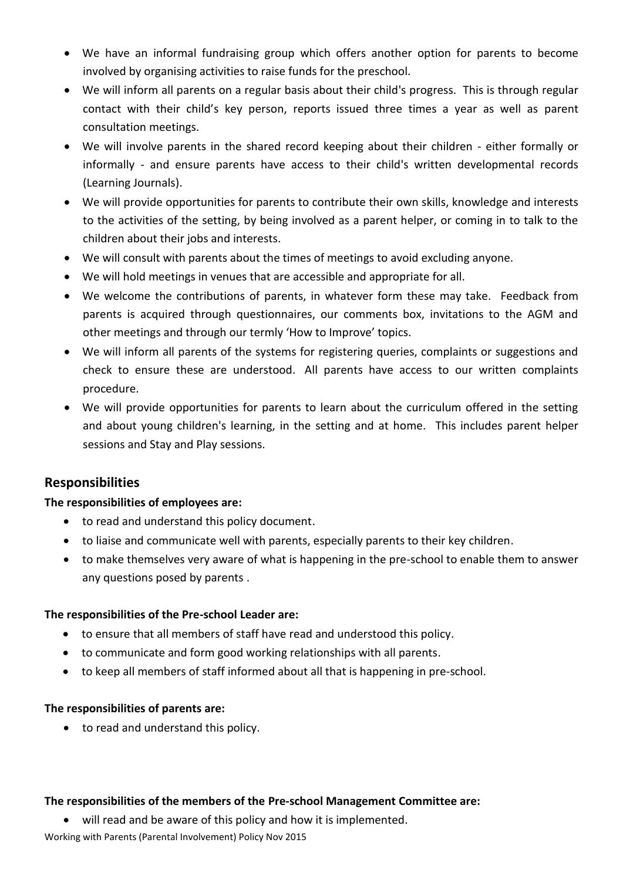- We have an informal fundraising group which offers another option for parents to become involved by organising activities to raise funds for the preschool.
- We will inform all parents on a regular basis about their child's progress. This is through regular contact with their child's key person, reports issued three times a year as well as parent consultation meetings.
- We will involve parents in the shared record keeping about their children - either formally or informally - and ensure parents have access to their child's written developmental records (Learning Journals).
- We will provide opportunities for parents to contribute their own skills, knowledge and interests to the activities of the setting, by being involved as a parent helper, or coming in to talk to the children about their jobs and interests.
- We will consult with parents about the times of meetings to avoid excluding anyone.
- We will hold meetings in venues that are accessible and appropriate for all.
- We welcome the contributions of parents, in whatever form these may take. Feedback from parents is acquired through questionnaires, our comments box, invitations to the AGM and other meetings and through our termly 'How to Improve' topics.
- We will inform all parents of the systems for registering queries, complaints or suggestions and check to ensure these are understood. All parents have access to our written complaints procedure.
- We will provide opportunities for parents to learn about the curriculum offered in the setting and about young children's learning, in the setting and at home. This includes parent helper sessions and Stay and Play sessions.

## Responsibilities

**The responsibilities of employees are:**

- to read and understand this policy document.
- to liaise and communicate well with parents, especially parents to their key children.
- to make themselves very aware of what is happening in the pre-school to enable them to answer any questions posed by parents .

**The responsibilities of the Pre-school Leader are:**

- to ensure that all members of staff have read and understood this policy.
- to communicate and form good working relationships with all parents.
- to keep all members of staff informed about all that is happening in pre-school.

**The responsibilities of parents are:**

- to read and understand this policy.

**The responsibilities of the members of the Pre-school Management Committee are:**

- will read and be aware of this policy and how it is implemented.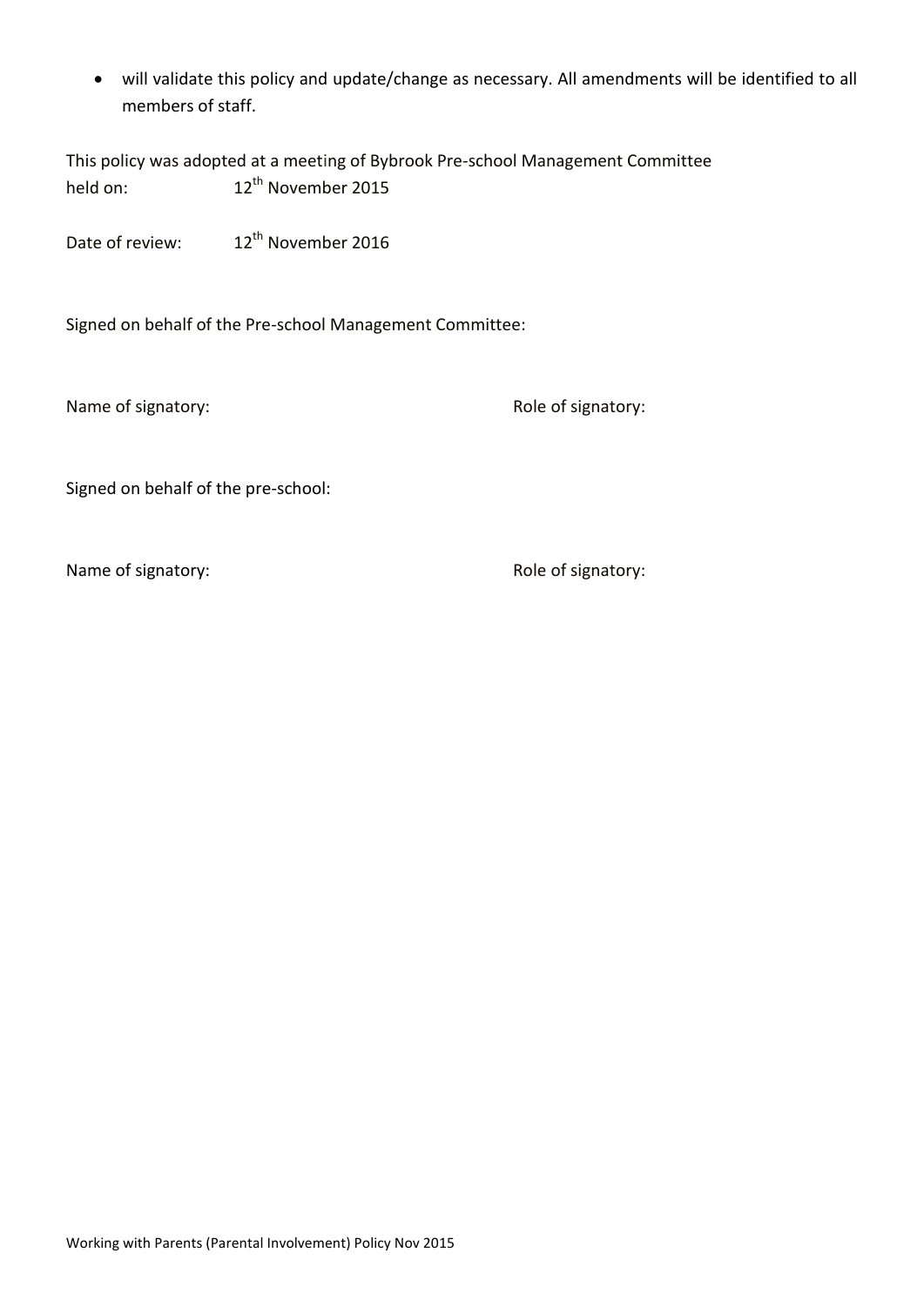- will validate this policy and update/change as necessary. All amendments will be identified to all members of staff.

This policy was adopted at a meeting of Bybrook Pre-school Management Committee held on: 12th November 2015

Date of review: 12th November 2016

Signed on behalf of the Pre-school Management Committee:

Name of signatory: Role of signatory:

Signed on behalf of the pre-school:

Name of signatory: Role of signatory: